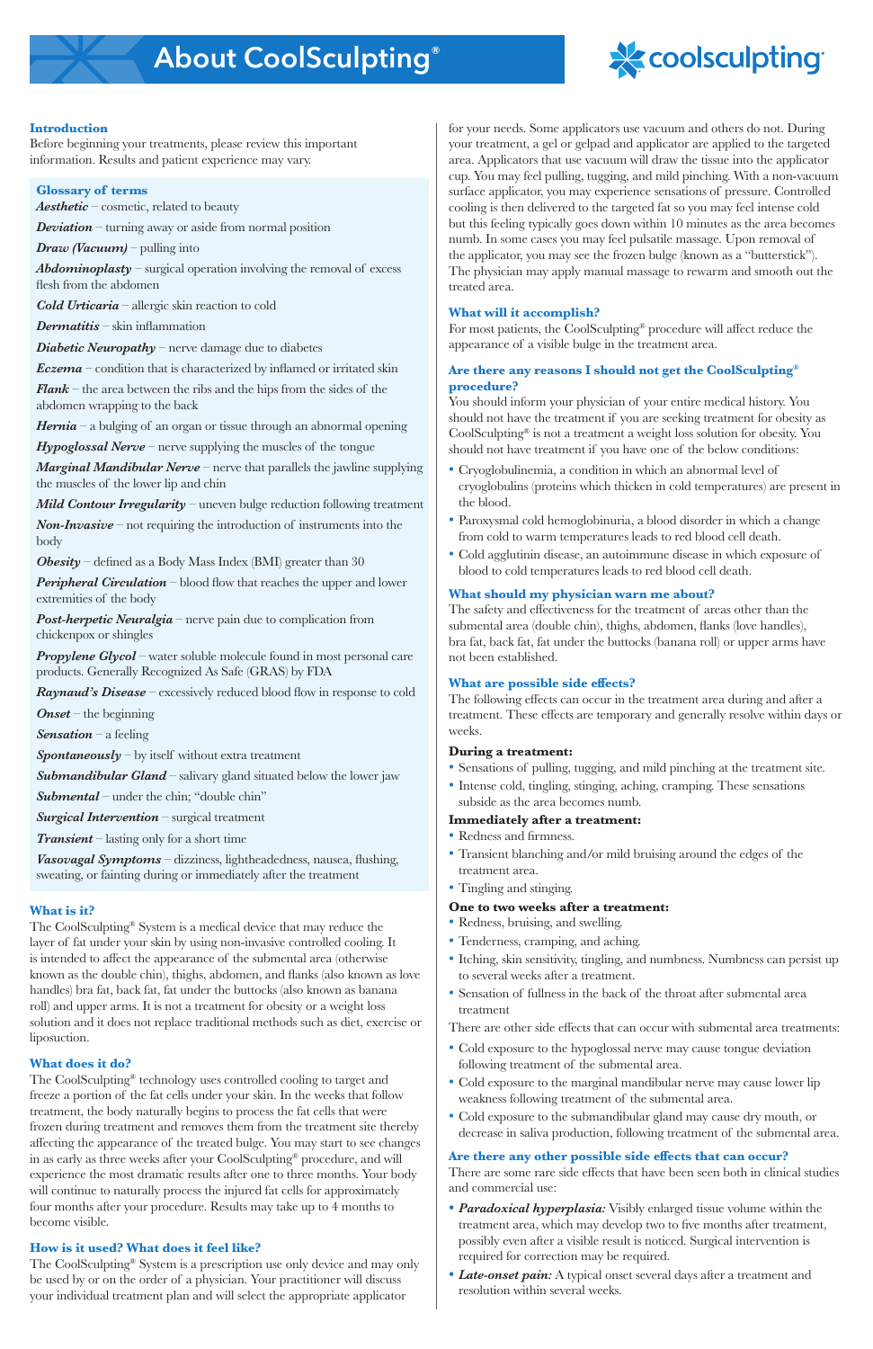# About CoolSculpting®

coolsculpting

## Introduction

Before beginning your treatments, please review this important information. Results and patient experience may vary.

### Glossary of terms

***Aesthetic*** – cosmetic, related to beauty

***Deviation*** – turning away or aside from normal position

***Draw (Vacuum)*** – pulling into

***Abdominoplasty*** – surgical operation involving the removal of excess flesh from the abdomen

***Cold Urticaria*** – allergic skin reaction to cold

***Dermatitis*** – skin inflammation

***Diabetic Neuropathy*** – nerve damage due to diabetes

***Eczema*** – condition that is characterized by inflamed or irritated skin

***Flank*** – the area between the ribs and the hips from the sides of the abdomen wrapping to the back

***Hernia*** – a bulging of an organ or tissue through an abnormal opening

***Hypoglossal Nerve*** – nerve supplying the muscles of the tongue

***Marginal Mandibular Nerve*** – nerve that parallels the jawline supplying the muscles of the lower lip and chin

***Mild Contour Irregularity*** – uneven bulge reduction following treatment

***Non-Invasive*** – not requiring the introduction of instruments into the body

***Obesity*** – defined as a Body Mass Index (BMI) greater than 30

***Peripheral Circulation*** – blood flow that reaches the upper and lower extremities of the body

***Post-herpetic Neuralgia*** – nerve pain due to complication from chickenpox or shingles

***Propylene Glycol*** – water soluble molecule found in most personal care products. Generally Recognized As Safe (GRAS) by FDA

***Raynaud's Disease*** – excessively reduced blood flow in response to cold

***Onset*** – the beginning

***Sensation*** – a feeling

***Spontaneously*** – by itself without extra treatment

***Submandibular Gland*** – salivary gland situated below the lower jaw

***Submental*** – under the chin; "double chin"

***Surgical Intervention*** – surgical treatment

***Transient*** – lasting only for a short time

***Vasovagal Symptoms*** – dizziness, lightheadedness, nausea, flushing, sweating, or fainting during or immediately after the treatment

## What is it?

The CoolSculpting® System is a medical device that may reduce the layer of fat under your skin by using non-invasive controlled cooling. It is intended to affect the appearance of the submental area (otherwise known as the double chin), thighs, abdomen, and flanks (also known as love handles) bra fat, back fat, fat under the buttocks (also known as banana roll) and upper arms. It is not a treatment for obesity or a weight loss solution and it does not replace traditional methods such as diet, exercise or liposuction.

## What does it do?

The CoolSculpting® technology uses controlled cooling to target and freeze a portion of the fat cells under your skin. In the weeks that follow treatment, the body naturally begins to process the fat cells that were frozen during treatment and removes them from the treatment site thereby affecting the appearance of the treated bulge. You may start to see changes in as early as three weeks after your CoolSculpting® procedure, and will experience the most dramatic results after one to three months. Your body will continue to naturally process the injured fat cells for approximately four months after your procedure. Results may take up to 4 months to become visible.

## How is it used? What does it feel like?

The CoolSculpting® System is a prescription use only device and may only be used by or on the order of a physician. Your practitioner will discuss your individual treatment plan and will select the appropriate applicator for your needs. Some applicators use vacuum and others do not. During your treatment, a gel or gelpad and applicator are applied to the targeted area. Applicators that use vacuum will draw the tissue into the applicator cup. You may feel pulling, tugging, and mild pinching. With a non-vacuum surface applicator, you may experience sensations of pressure. Controlled cooling is then delivered to the targeted fat so you may feel intense cold but this feeling typically goes down within 10 minutes as the area becomes numb. In some cases you may feel pulsatile massage. Upon removal of the applicator, you may see the frozen bulge (known as a "butterstick"). The physician may apply manual massage to rewarm and smooth out the treated area.

## What will it accomplish?

For most patients, the CoolSculpting® procedure will affect reduce the appearance of a visible bulge in the treatment area.

## Are there any reasons I should not get the CoolSculpting® procedure?

You should inform your physician of your entire medical history. You should not have the treatment if you are seeking treatment for obesity as CoolSculpting® is not a treatment a weight loss solution for obesity. You should not have treatment if you have one of the below conditions:

- Cryoglobulinemia, a condition in which an abnormal level of cryoglobulins (proteins which thicken in cold temperatures) are present in the blood.
- Paroxysmal cold hemoglobinuria, a blood disorder in which a change from cold to warm temperatures leads to red blood cell death.
- Cold agglutinin disease, an autoimmune disease in which exposure of blood to cold temperatures leads to red blood cell death.

## What should my physician warn me about?

The safety and effectiveness for the treatment of areas other than the submental area (double chin), thighs, abdomen, flanks (love handles), bra fat, back fat, fat under the buttocks (banana roll) or upper arms have not been established.

## What are possible side effects?

The following effects can occur in the treatment area during and after a treatment. These effects are temporary and generally resolve within days or weeks.

**During a treatment:**

- Sensations of pulling, tugging, and mild pinching at the treatment site.
- Intense cold, tingling, stinging, aching, cramping. These sensations subside as the area becomes numb.

**Immediately after a treatment:**

- Redness and firmness.
- Transient blanching and/or mild bruising around the edges of the treatment area.
- Tingling and stinging.

**One to two weeks after a treatment:**

- Redness, bruising, and swelling.
- Tenderness, cramping, and aching.
- Itching, skin sensitivity, tingling, and numbness. Numbness can persist up to several weeks after a treatment.
- Sensation of fullness in the back of the throat after submental area treatment

There are other side effects that can occur with submental area treatments:

- Cold exposure to the hypoglossal nerve may cause tongue deviation following treatment of the submental area.
- Cold exposure to the marginal mandibular nerve may cause lower lip weakness following treatment of the submental area.
- Cold exposure to the submandibular gland may cause dry mouth, or decrease in saliva production, following treatment of the submental area.

## Are there any other possible side effects that can occur?

There are some rare side effects that have been seen both in clinical studies and commercial use:

- ***Paradoxical hyperplasia:*** Visibly enlarged tissue volume within the treatment area, which may develop two to five months after treatment, possibly even after a visible result is noticed. Surgical intervention is required for correction may be required.
- ***Late-onset pain:*** A typical onset several days after a treatment and resolution within several weeks.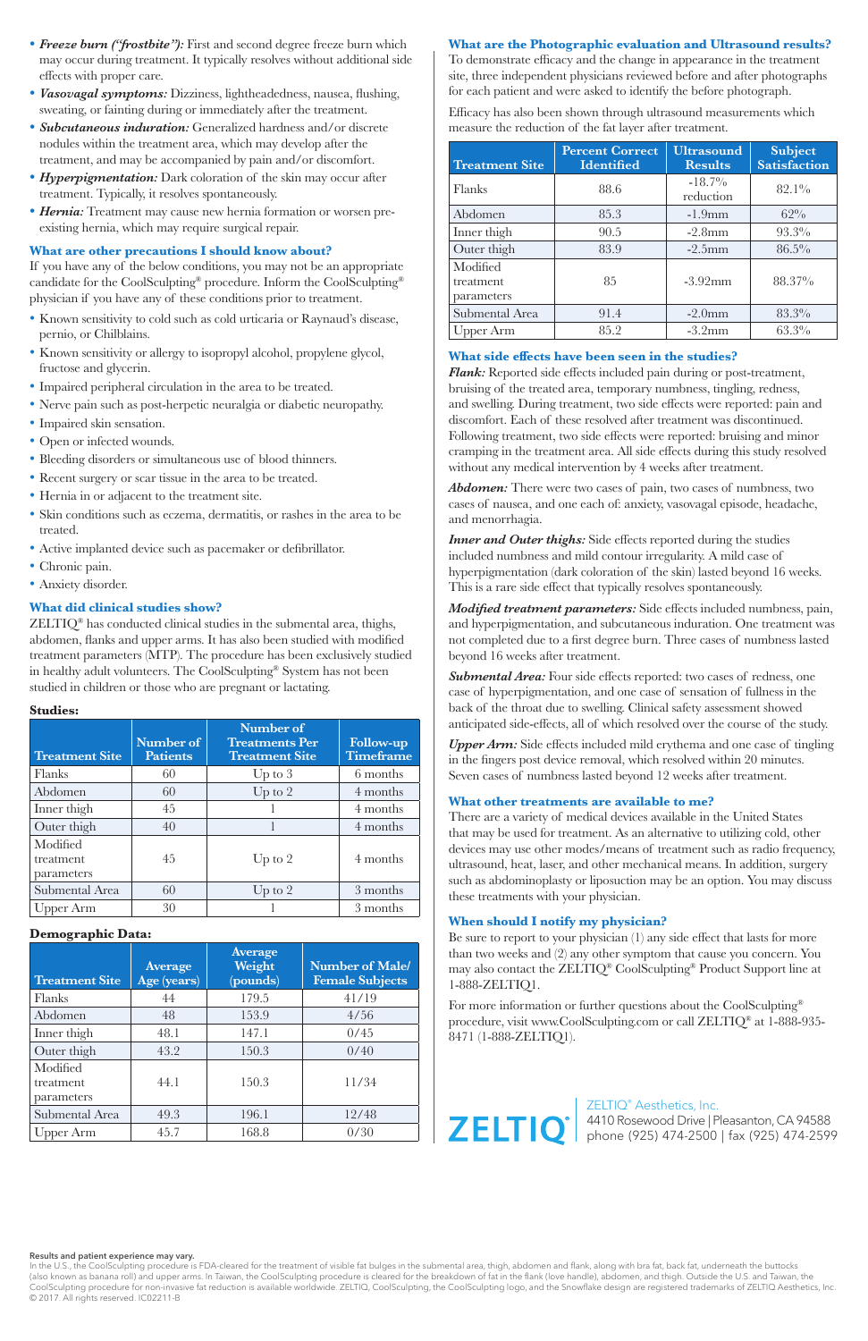- ***Freeze burn ("frostbite"):*** First and second degree freeze burn which may occur during treatment. It typically resolves without additional side effects with proper care.
- ***Vasovagal symptoms:*** Dizziness, lightheadedness, nausea, flushing, sweating, or fainting during or immediately after the treatment.
- ***Subcutaneous induration:*** Generalized hardness and/or discrete nodules within the treatment area, which may develop after the treatment, and may be accompanied by pain and/or discomfort.
- ***Hyperpigmentation:*** Dark coloration of the skin may occur after treatment. Typically, it resolves spontaneously.
- ***Hernia:*** Treatment may cause new hernia formation or worsen pre-existing hernia, which may require surgical repair.

### What are other precautions I should know about?

If you have any of the below conditions, you may not be an appropriate candidate for the CoolSculpting® procedure. Inform the CoolSculpting® physician if you have any of these conditions prior to treatment.

- Known sensitivity to cold such as cold urticaria or Raynaud's disease, pernio, or Chilblains.
- Known sensitivity or allergy to isopropyl alcohol, propylene glycol, fructose and glycerin.
- Impaired peripheral circulation in the area to be treated.
- Nerve pain such as post-herpetic neuralgia or diabetic neuropathy.
- Impaired skin sensation.
- Open or infected wounds.
- Bleeding disorders or simultaneous use of blood thinners.
- Recent surgery or scar tissue in the area to be treated.
- Hernia in or adjacent to the treatment site.
- Skin conditions such as eczema, dermatitis, or rashes in the area to be treated.
- Active implanted device such as pacemaker or defibrillator.
- Chronic pain.
- Anxiety disorder.

### What did clinical studies show?

ZELTIQ® has conducted clinical studies in the submental area, thighs, abdomen, flanks and upper arms. It has also been studied with modified treatment parameters (MTP). The procedure has been exclusively studied in healthy adult volunteers. The CoolSculpting® System has not been studied in children or those who are pregnant or lactating.

**Studies:**

| Treatment Site | Number of Patients | Number of Treatments Per Treatment Site | Follow-up Timeframe |
|---|---|---|---|
| Flanks | 60 | Up to 3 | 6 months |
| Abdomen | 60 | Up to 2 | 4 months |
| Inner thigh | 45 | 1 | 4 months |
| Outer thigh | 40 | 1 | 4 months |
| Modified treatment parameters | 45 | Up to 2 | 4 months |
| Submental Area | 60 | Up to 2 | 3 months |
| Upper Arm | 30 | 1 | 3 months |

**Demographic Data:**

| Treatment Site | Average Age (years) | Average Weight (pounds) | Number of Male/ Female Subjects |
|---|---|---|---|
| Flanks | 44 | 179.5 | 41/19 |
| Abdomen | 48 | 153.9 | 4/56 |
| Inner thigh | 48.1 | 147.1 | 0/45 |
| Outer thigh | 43.2 | 150.3 | 0/40 |
| Modified treatment parameters | 44.1 | 150.3 | 11/34 |
| Submental Area | 49.3 | 196.1 | 12/48 |
| Upper Arm | 45.7 | 168.8 | 0/30 |

### What are the Photographic evaluation and Ultrasound results?

To demonstrate efficacy and the change in appearance in the treatment site, three independent physicians reviewed before and after photographs for each patient and were asked to identify the before photograph.

Efficacy has also been shown through ultrasound measurements which measure the reduction of the fat layer after treatment.

| Treatment Site | Percent Correct Identified | Ultrasound Results | Subject Satisfaction |
|---|---|---|---|
| Flanks | 88.6 | -18.7% reduction | 82.1% |
| Abdomen | 85.3 | -1.9mm | 62% |
| Inner thigh | 90.5 | -2.8mm | 93.3% |
| Outer thigh | 83.9 | -2.5mm | 86.5% |
| Modified treatment parameters | 85 | -3.92mm | 88.37% |
| Submental Area | 91.4 | -2.0mm | 83.3% |
| Upper Arm | 85.2 | -3.2mm | 63.3% |

### What side effects have been seen in the studies?

***Flank:*** Reported side effects included pain during or post-treatment, bruising of the treated area, temporary numbness, tingling, redness, and swelling. During treatment, two side effects were reported: pain and discomfort. Each of these resolved after treatment was discontinued. Following treatment, two side effects were reported: bruising and minor cramping in the treatment area. All side effects during this study resolved without any medical intervention by 4 weeks after treatment.

***Abdomen:*** There were two cases of pain, two cases of numbness, two cases of nausea, and one each of: anxiety, vasovagal episode, headache, and menorrhagia.

***Inner and Outer thighs:*** Side effects reported during the studies included numbness and mild contour irregularity. A mild case of hyperpigmentation (dark coloration of the skin) lasted beyond 16 weeks. This is a rare side effect that typically resolves spontaneously.

***Modified treatment parameters:*** Side effects included numbness, pain, and hyperpigmentation, and subcutaneous induration. One treatment was not completed due to a first degree burn. Three cases of numbness lasted beyond 16 weeks after treatment.

***Submental Area:*** Four side effects reported: two cases of redness, one case of hyperpigmentation, and one case of sensation of fullness in the back of the throat due to swelling. Clinical safety assessment showed anticipated side-effects, all of which resolved over the course of the study.

***Upper Arm:*** Side effects included mild erythema and one case of tingling in the fingers post device removal, which resolved within 20 minutes. Seven cases of numbness lasted beyond 12 weeks after treatment.

### What other treatments are available to me?

There are a variety of medical devices available in the United States that may be used for treatment. As an alternative to utilizing cold, other devices may use other modes/means of treatment such as radio frequency, ultrasound, heat, laser, and other mechanical means. In addition, surgery such as abdominoplasty or liposuction may be an option. You may discuss these treatments with your physician.

### When should I notify my physician?

Be sure to report to your physician (1) any side effect that lasts for more than two weeks and (2) any other symptom that cause you concern. You may also contact the ZELTIQ® CoolSculpting® Product Support line at 1-888-ZELTIQ1.

For more information or further questions about the CoolSculpting® procedure, visit www.CoolSculpting.com or call ZELTIQ® at 1-888-935-8471 (1-888-ZELTIQ1).

ZELTIQ

ZELTIQ® Aesthetics, Inc.
4410 Rosewood Drive | Pleasanton, CA 94588
phone (925) 474-2500 | fax (925) 474-2599

**Results and patient experience may vary.**
In the U.S., the CoolSculpting procedure is FDA-cleared for the treatment of visible fat bulges in the submental area, thigh, abdomen and flank, along with bra fat, back fat, underneath the buttocks (also known as banana roll) and upper arms. In Taiwan, the CoolSculpting procedure is cleared for the breakdown of fat in the flank (love handle), abdomen, and thigh. Outside the U.S. and Taiwan, the CoolSculpting procedure for non-invasive fat reduction is available worldwide. ZELTIQ, CoolSculpting, the CoolSculpting logo, and the Snowflake design are registered trademarks of ZELTIQ Aesthetics, Inc. © 2017. All rights reserved. IC02211-B